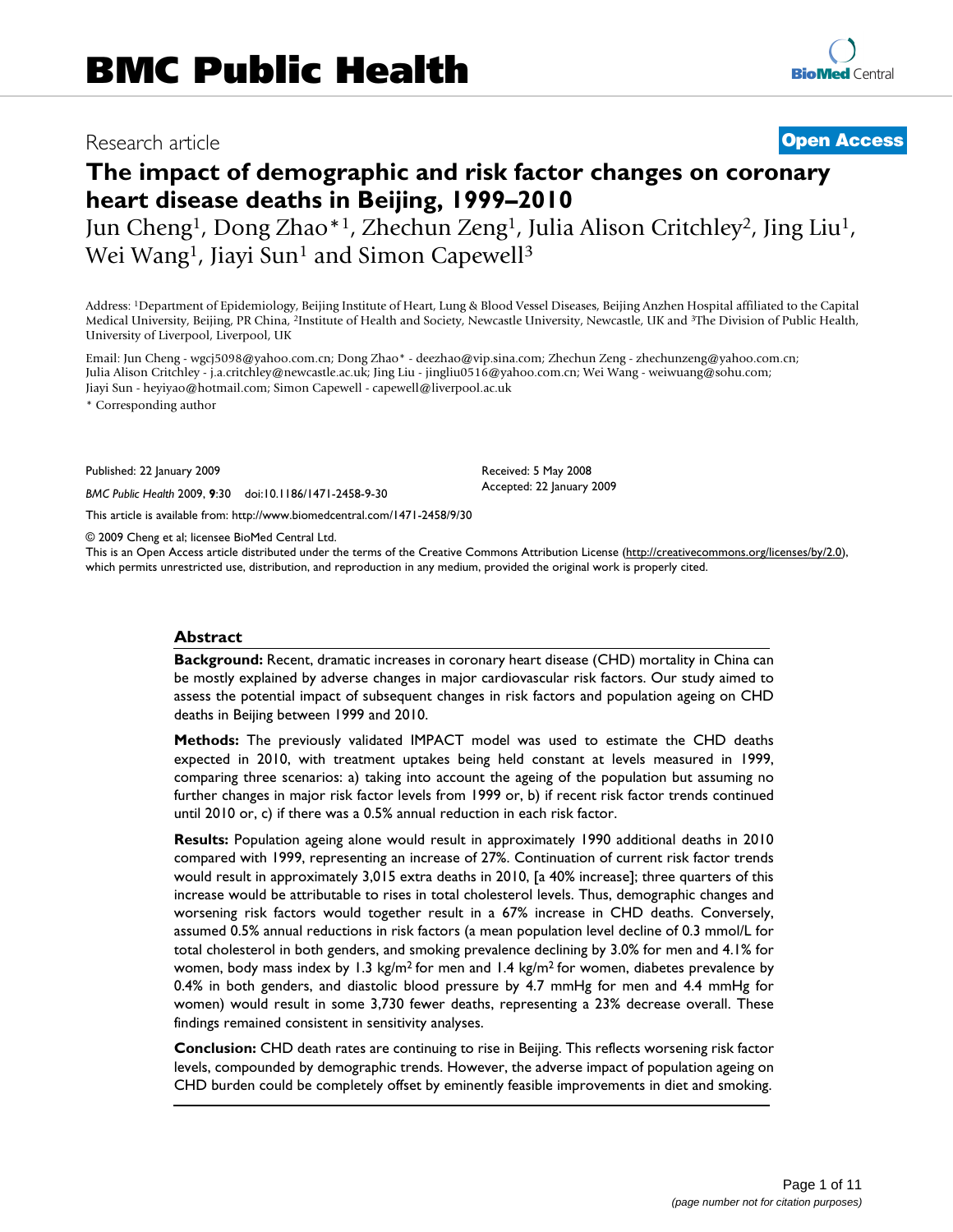# BMC Public Health

Research article

**Open Access**

# The impact of demographic and risk factor changes on coronary heart disease deaths in Beijing, 1999–2010

Jun Cheng[1], Dong Zhao*[1], Zhechun Zeng[1], Julia Alison Critchley[2], Jing Liu[1], Wei Wang[1], Jiayi Sun[1] and Simon Capewell[3]

Address: [1]Department of Epidemiology, Beijing Institute of Heart, Lung & Blood Vessel Diseases, Beijing Anzhen Hospital affiliated to the Capital Medical University, Beijing, PR China, [2]Institute of Health and Society, Newcastle University, Newcastle, UK and [3]The Division of Public Health, University of Liverpool, Liverpool, UK

Email: Jun Cheng - wgcj5098@yahoo.com.cn; Dong Zhao* - deezhao@vip.sina.com; Zhechun Zeng - zhechunzeng@yahoo.com.cn; Julia Alison Critchley - j.a.critchley@newcastle.ac.uk; Jing Liu - jingliu0516@yahoo.com.cn; Wei Wang - weiwuang@sohu.com; Jiayi Sun - heyiyao@hotmail.com; Simon Capewell - capewell@liverpool.ac.uk

* Corresponding author

Published: 22 January 2009

*BMC Public Health* 2009, **9**:30 doi:10.1186/1471-2458-9-30

Received: 5 May 2008

Accepted: 22 January 2009

This article is available from: http://www.biomedcentral.com/1471-2458/9/30

© 2009 Cheng et al; licensee BioMed Central Ltd.

This is an Open Access article distributed under the terms of the Creative Commons Attribution License (http://creativecommons.org/licenses/by/2.0), which permits unrestricted use, distribution, and reproduction in any medium, provided the original work is properly cited.

## Abstract

**Background:** Recent, dramatic increases in coronary heart disease (CHD) mortality in China can be mostly explained by adverse changes in major cardiovascular risk factors. Our study aimed to assess the potential impact of subsequent changes in risk factors and population ageing on CHD deaths in Beijing between 1999 and 2010.

**Methods:** The previously validated IMPACT model was used to estimate the CHD deaths expected in 2010, with treatment uptakes being held constant at levels measured in 1999, comparing three scenarios: a) taking into account the ageing of the population but assuming no further changes in major risk factor levels from 1999 or, b) if recent risk factor trends continued until 2010 or, c) if there was a 0.5% annual reduction in each risk factor.

**Results:** Population ageing alone would result in approximately 1990 additional deaths in 2010 compared with 1999, representing an increase of 27%. Continuation of current risk factor trends would result in approximately 3,015 extra deaths in 2010, [a 40% increase]; three quarters of this increase would be attributable to rises in total cholesterol levels. Thus, demographic changes and worsening risk factors would together result in a 67% increase in CHD deaths. Conversely, assumed 0.5% annual reductions in risk factors (a mean population level decline of 0.3 mmol/L for total cholesterol in both genders, and smoking prevalence declining by 3.0% for men and 4.1% for women, body mass index by 1.3 kg/m$^2$ for men and 1.4 kg/m$^2$ for women, diabetes prevalence by 0.4% in both genders, and diastolic blood pressure by 4.7 mmHg for men and 4.4 mmHg for women) would result in some 3,730 fewer deaths, representing a 23% decrease overall. These findings remained consistent in sensitivity analyses.

**Conclusion:** CHD death rates are continuing to rise in Beijing. This reflects worsening risk factor levels, compounded by demographic trends. However, the adverse impact of population ageing on CHD burden could be completely offset by eminently feasible improvements in diet and smoking.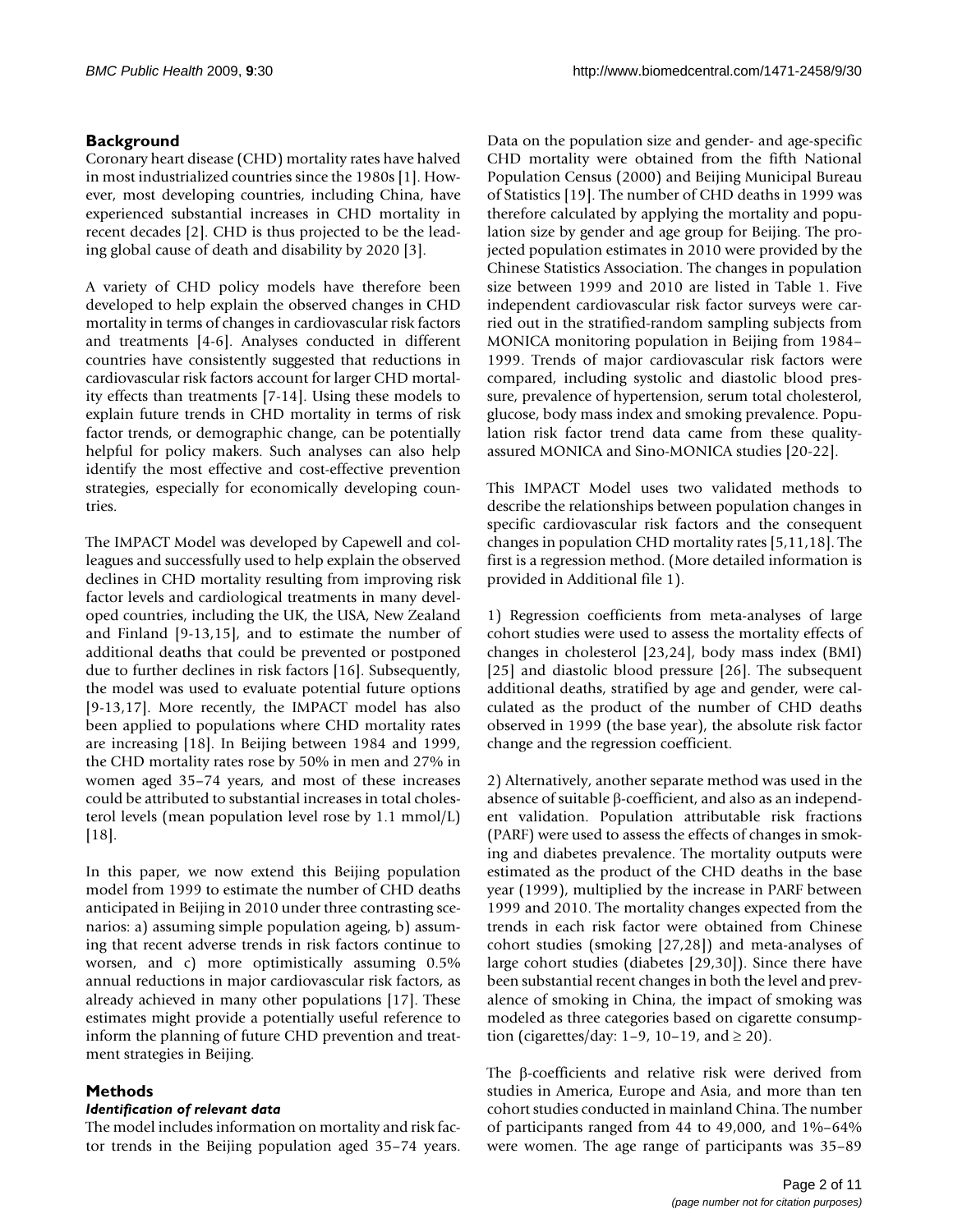## Background

Coronary heart disease (CHD) mortality rates have halved in most industrialized countries since the 1980s [1]. However, most developing countries, including China, have experienced substantial increases in CHD mortality in recent decades [2]. CHD is thus projected to be the leading global cause of death and disability by 2020 [3].

A variety of CHD policy models have therefore been developed to help explain the observed changes in CHD mortality in terms of changes in cardiovascular risk factors and treatments [4-6]. Analyses conducted in different countries have consistently suggested that reductions in cardiovascular risk factors account for larger CHD mortality effects than treatments [7-14]. Using these models to explain future trends in CHD mortality in terms of risk factor trends, or demographic change, can be potentially helpful for policy makers. Such analyses can also help identify the most effective and cost-effective prevention strategies, especially for economically developing countries.

The IMPACT Model was developed by Capewell and colleagues and successfully used to help explain the observed declines in CHD mortality resulting from improving risk factor levels and cardiological treatments in many developed countries, including the UK, the USA, New Zealand and Finland [9-13,15], and to estimate the number of additional deaths that could be prevented or postponed due to further declines in risk factors [16]. Subsequently, the model was used to evaluate potential future options [9-13,17]. More recently, the IMPACT model has also been applied to populations where CHD mortality rates are increasing [18]. In Beijing between 1984 and 1999, the CHD mortality rates rose by 50% in men and 27% in women aged 35–74 years, and most of these increases could be attributed to substantial increases in total cholesterol levels (mean population level rose by 1.1 mmol/L) [18].

In this paper, we now extend this Beijing population model from 1999 to estimate the number of CHD deaths anticipated in Beijing in 2010 under three contrasting scenarios: a) assuming simple population ageing, b) assuming that recent adverse trends in risk factors continue to worsen, and c) more optimistically assuming 0.5% annual reductions in major cardiovascular risk factors, as already achieved in many other populations [17]. These estimates might provide a potentially useful reference to inform the planning of future CHD prevention and treatment strategies in Beijing.

## Methods

### *Identification of relevant data*

The model includes information on mortality and risk factor trends in the Beijing population aged 35–74 years. Data on the population size and gender- and age-specific CHD mortality were obtained from the fifth National Population Census (2000) and Beijing Municipal Bureau of Statistics [19]. The number of CHD deaths in 1999 was therefore calculated by applying the mortality and population size by gender and age group for Beijing. The projected population estimates in 2010 were provided by the Chinese Statistics Association. The changes in population size between 1999 and 2010 are listed in Table 1. Five independent cardiovascular risk factor surveys were carried out in the stratified-random sampling subjects from MONICA monitoring population in Beijing from 1984–1999. Trends of major cardiovascular risk factors were compared, including systolic and diastolic blood pressure, prevalence of hypertension, serum total cholesterol, glucose, body mass index and smoking prevalence. Population risk factor trend data came from these quality-assured MONICA and Sino-MONICA studies [20-22].

This IMPACT Model uses two validated methods to describe the relationships between population changes in specific cardiovascular risk factors and the consequent changes in population CHD mortality rates [5,11,18]. The first is a regression method. (More detailed information is provided in Additional file 1).

1) Regression coefficients from meta-analyses of large cohort studies were used to assess the mortality effects of changes in cholesterol [23,24], body mass index (BMI) [25] and diastolic blood pressure [26]. The subsequent additional deaths, stratified by age and gender, were calculated as the product of the number of CHD deaths observed in 1999 (the base year), the absolute risk factor change and the regression coefficient.

2) Alternatively, another separate method was used in the absence of suitable β-coefficient, and also as an independent validation. Population attributable risk fractions (PARF) were used to assess the effects of changes in smoking and diabetes prevalence. The mortality outputs were estimated as the product of the CHD deaths in the base year (1999), multiplied by the increase in PARF between 1999 and 2010. The mortality changes expected from the trends in each risk factor were obtained from Chinese cohort studies (smoking [27,28]) and meta-analyses of large cohort studies (diabetes [29,30]). Since there have been substantial recent changes in both the level and prevalence of smoking in China, the impact of smoking was modeled as three categories based on cigarette consumption (cigarettes/day: 1–9, 10–19, and ≥ 20).

The β-coefficients and relative risk were derived from studies in America, Europe and Asia, and more than ten cohort studies conducted in mainland China. The number of participants ranged from 44 to 49,000, and 1%–64% were women. The age range of participants was 35–89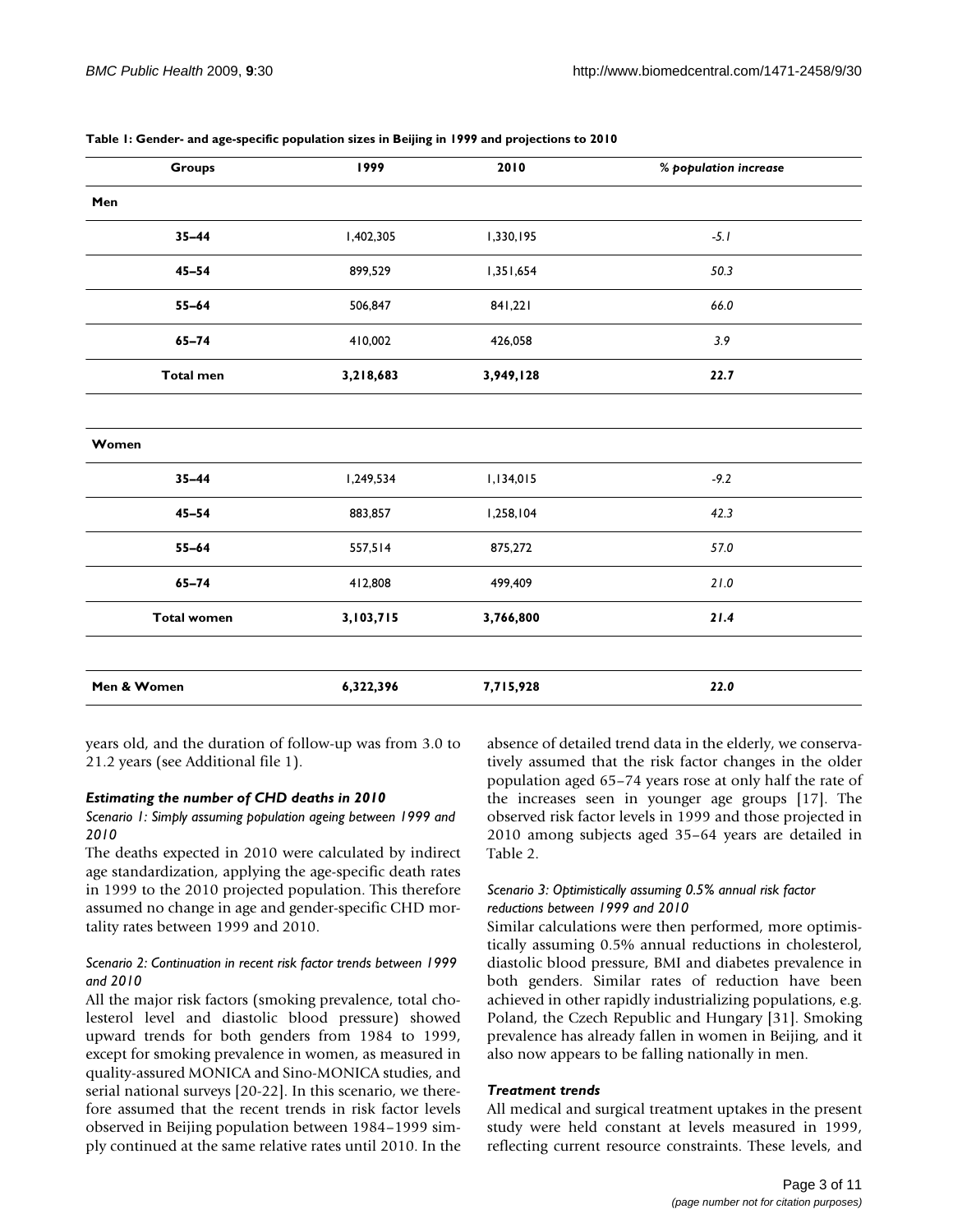**Table 1: Gender- and age-specific population sizes in Beijing in 1999 and projections to 2010**

| Groups | 1999 | 2010 | *% population increase* |
|---|---|---|---|
| **Men** | | | |
| **35–44** | 1,402,305 | 1,330,195 | *-5.1* |
| **45–54** | 899,529 | 1,351,654 | *50.3* |
| **55–64** | 506,847 | 841,221 | *66.0* |
| **65–74** | 410,002 | 426,058 | *3.9* |
| **Total men** | **3,218,683** | **3,949,128** | **22.7** |
| | | | |
| **Women** | | | |
| **35–44** | 1,249,534 | 1,134,015 | *-9.2* |
| **45–54** | 883,857 | 1,258,104 | *42.3* |
| **55–64** | 557,514 | 875,272 | *57.0* |
| **65–74** | 412,808 | 499,409 | *21.0* |
| **Total women** | **3,103,715** | **3,766,800** | ***21.4*** |
| | | | |
| **Men & Women** | **6,322,396** | **7,715,928** | **22.0** |

years old, and the duration of follow-up was from 3.0 to 21.2 years (see Additional file 1).

### *Estimating the number of CHD deaths in 2010*

*Scenario 1: Simply assuming population ageing between 1999 and 2010*

The deaths expected in 2010 were calculated by indirect age standardization, applying the age-specific death rates in 1999 to the 2010 projected population. This therefore assumed no change in age and gender-specific CHD mortality rates between 1999 and 2010.

*Scenario 2: Continuation in recent risk factor trends between 1999 and 2010*

All the major risk factors (smoking prevalence, total cholesterol level and diastolic blood pressure) showed upward trends for both genders from 1984 to 1999, except for smoking prevalence in women, as measured in quality-assured MONICA and Sino-MONICA studies, and serial national surveys [20-22]. In this scenario, we therefore assumed that the recent trends in risk factor levels observed in Beijing population between 1984–1999 simply continued at the same relative rates until 2010. In the absence of detailed trend data in the elderly, we conservatively assumed that the risk factor changes in the older population aged 65–74 years rose at only half the rate of the increases seen in younger age groups [17]. The observed risk factor levels in 1999 and those projected in 2010 among subjects aged 35–64 years are detailed in Table 2.

*Scenario 3: Optimistically assuming 0.5% annual risk factor reductions between 1999 and 2010*

Similar calculations were then performed, more optimistically assuming 0.5% annual reductions in cholesterol, diastolic blood pressure, BMI and diabetes prevalence in both genders. Similar rates of reduction have been achieved in other rapidly industrializing populations, e.g. Poland, the Czech Republic and Hungary [31]. Smoking prevalence has already fallen in women in Beijing, and it also now appears to be falling nationally in men.

### *Treatment trends*

All medical and surgical treatment uptakes in the present study were held constant at levels measured in 1999, reflecting current resource constraints. These levels, and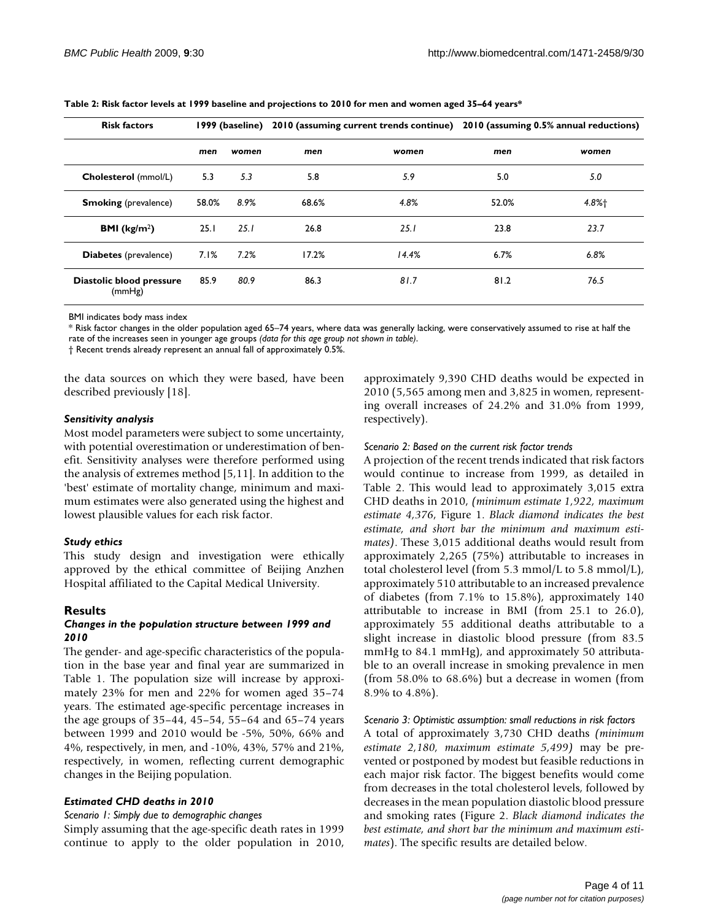**Table 2: Risk factor levels at 1999 baseline and projections to 2010 for men and women aged 35–64 years***

| Risk factors | 1999 (baseline) | | 2010 (assuming current trends continue) | | 2010 (assuming 0.5% annual reductions) | |
|---|---|---|---|---|---|---|
| | *men* | *women* | *men* | *women* | *men* | *women* |
| **Cholesterol** (mmol/L) | 5.3 | *5.3* | 5.8 | *5.9* | 5.0 | *5.0* |
| **Smoking** (prevalence) | 58.0% | *8.9%* | 68.6% | *4.8%* | 52.0% | *4.8%*† |
| **BMI (kg/m$^2$)** | 25.1 | *25.1* | 26.8 | *25.1* | 23.8 | *23.7* |
| **Diabetes** (prevalence) | 7.1% | *7.2%* | 17.2% | *14.4%* | 6.7% | *6.8%* |
| **Diastolic blood pressure** (mmHg) | 85.9 | *80.9* | 86.3 | *81.7* | 81.2 | *76.5* |

BMI indicates body mass index

* Risk factor changes in the older population aged 65–74 years, where data was generally lacking, were conservatively assumed to rise at half the rate of the increases seen in younger age groups *(data for this age group not shown in table)*.

† Recent trends already represent an annual fall of approximately 0.5%.

the data sources on which they were based, have been described previously [18].

#### *Sensitivity analysis*

Most model parameters were subject to some uncertainty, with potential overestimation or underestimation of benefit. Sensitivity analyses were therefore performed using the analysis of extremes method [5,11]. In addition to the 'best' estimate of mortality change, minimum and maximum estimates were also generated using the highest and lowest plausible values for each risk factor.

#### *Study ethics*

This study design and investigation were ethically approved by the ethical committee of Beijing Anzhen Hospital affiliated to the Capital Medical University.

## Results

### *Changes in the population structure between 1999 and 2010*

The gender- and age-specific characteristics of the population in the base year and final year are summarized in Table 1. The population size will increase by approximately 23% for men and 22% for women aged 35–74 years. The estimated age-specific percentage increases in the age groups of 35–44, 45–54, 55–64 and 65–74 years between 1999 and 2010 would be -5%, 50%, 66% and 4%, respectively, in men, and -10%, 43%, 57% and 21%, respectively, in women, reflecting current demographic changes in the Beijing population.

### *Estimated CHD deaths in 2010*

*Scenario 1: Simply due to demographic changes*

Simply assuming that the age-specific death rates in 1999 continue to apply to the older population in 2010, approximately 9,390 CHD deaths would be expected in 2010 (5,565 among men and 3,825 in women, representing overall increases of 24.2% and 31.0% from 1999, respectively).

*Scenario 2: Based on the current risk factor trends*

A projection of the recent trends indicated that risk factors would continue to increase from 1999, as detailed in Table 2. This would lead to approximately 3,015 extra CHD deaths in 2010, *(minimum estimate 1,922, maximum estimate 4,376*, Figure 1. *Black diamond indicates the best estimate, and short bar the minimum and maximum estimates)*. These 3,015 additional deaths would result from approximately 2,265 (75%) attributable to increases in total cholesterol level (from 5.3 mmol/L to 5.8 mmol/L), approximately 510 attributable to an increased prevalence of diabetes (from 7.1% to 15.8%), approximately 140 attributable to increase in BMI (from 25.1 to 26.0), approximately 55 additional deaths attributable to a slight increase in diastolic blood pressure (from 83.5 mmHg to 84.1 mmHg), and approximately 50 attributable to an overall increase in smoking prevalence in men (from 58.0% to 68.6%) but a decrease in women (from 8.9% to 4.8%).

*Scenario 3: Optimistic assumption: small reductions in risk factors*

A total of approximately 3,730 CHD deaths *(minimum estimate 2,180, maximum estimate 5,499)* may be prevented or postponed by modest but feasible reductions in each major risk factor. The biggest benefits would come from decreases in the total cholesterol levels, followed by decreases in the mean population diastolic blood pressure and smoking rates (Figure 2. *Black diamond indicates the best estimate, and short bar the minimum and maximum estimates*). The specific results are detailed below.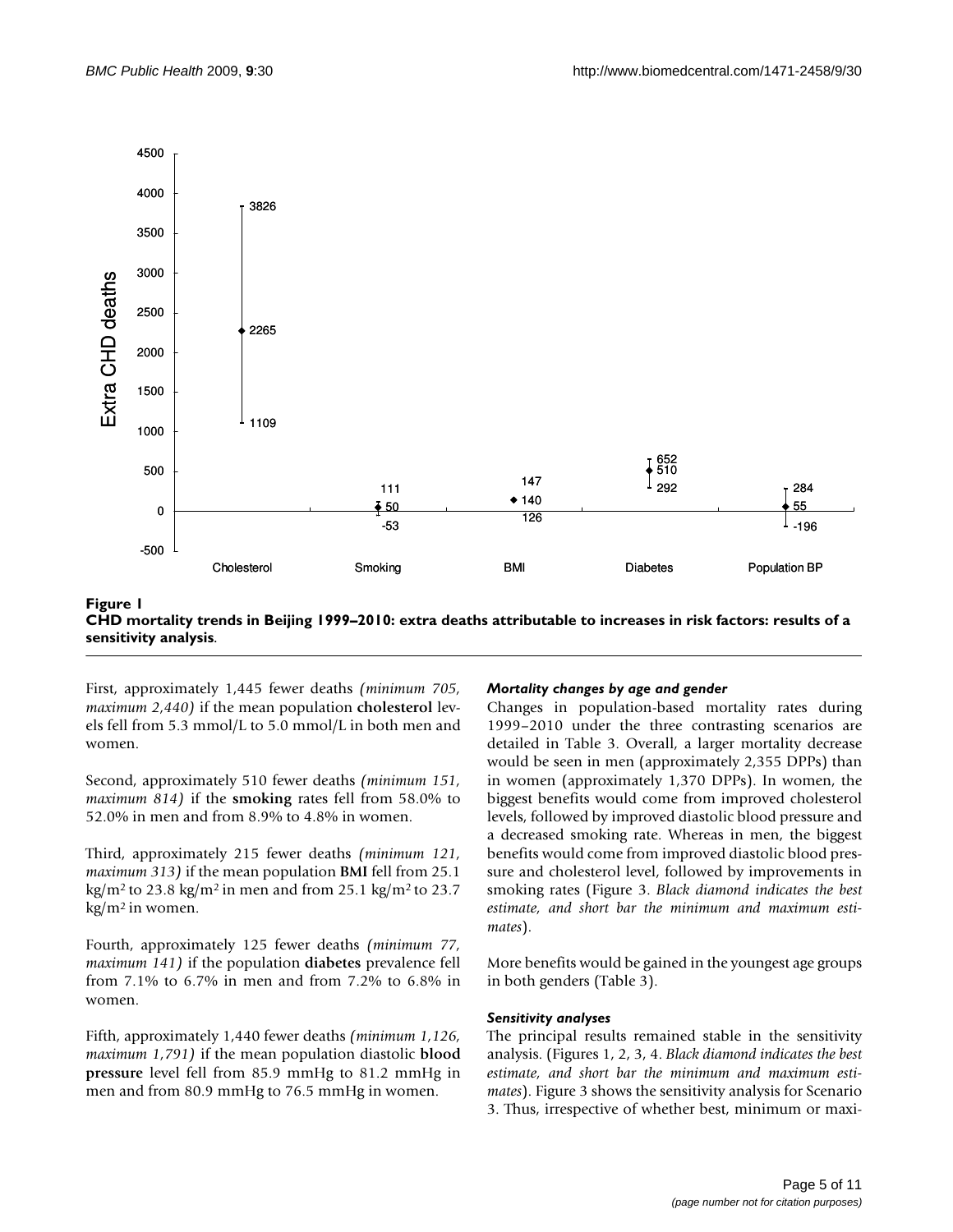**Figure 1**
**CHD mortality trends in Beijing 1999–2010: extra deaths attributable to increases in risk factors: results of a sensitivity analysis.**

First, approximately 1,445 fewer deaths *(minimum 705, maximum 2,440)* if the mean population **cholesterol** levels fell from 5.3 mmol/L to 5.0 mmol/L in both men and women.

Second, approximately 510 fewer deaths *(minimum 151, maximum 814)* if the **smoking** rates fell from 58.0% to 52.0% in men and from 8.9% to 4.8% in women.

Third, approximately 215 fewer deaths *(minimum 121, maximum 313)* if the mean population **BMI** fell from 25.1 kg/m$^2$ to 23.8 kg/m$^2$ in men and from 25.1 kg/m$^2$ to 23.7 kg/m$^2$ in women.

Fourth, approximately 125 fewer deaths *(minimum 77, maximum 141)* if the population **diabetes** prevalence fell from 7.1% to 6.7% in men and from 7.2% to 6.8% in women.

Fifth, approximately 1,440 fewer deaths *(minimum 1,126, maximum 1,791)* if the mean population diastolic **blood pressure** level fell from 85.9 mmHg to 81.2 mmHg in men and from 80.9 mmHg to 76.5 mmHg in women.

### *Mortality changes by age and gender*

Changes in population-based mortality rates during 1999–2010 under the three contrasting scenarios are detailed in Table 3. Overall, a larger mortality decrease would be seen in men (approximately 2,355 DPPs) than in women (approximately 1,370 DPPs). In women, the biggest benefits would come from improved cholesterol levels, followed by improved diastolic blood pressure and a decreased smoking rate. Whereas in men, the biggest benefits would come from improved diastolic blood pressure and cholesterol level, followed by improvements in smoking rates (Figure 3. *Black diamond indicates the best estimate, and short bar the minimum and maximum estimates*).

More benefits would be gained in the youngest age groups in both genders (Table 3).

### *Sensitivity analyses*

The principal results remained stable in the sensitivity analysis. (Figures 1, 2, 3, 4. *Black diamond indicates the best estimate, and short bar the minimum and maximum estimates*). Figure 3 shows the sensitivity analysis for Scenario 3. Thus, irrespective of whether best, minimum or maxi-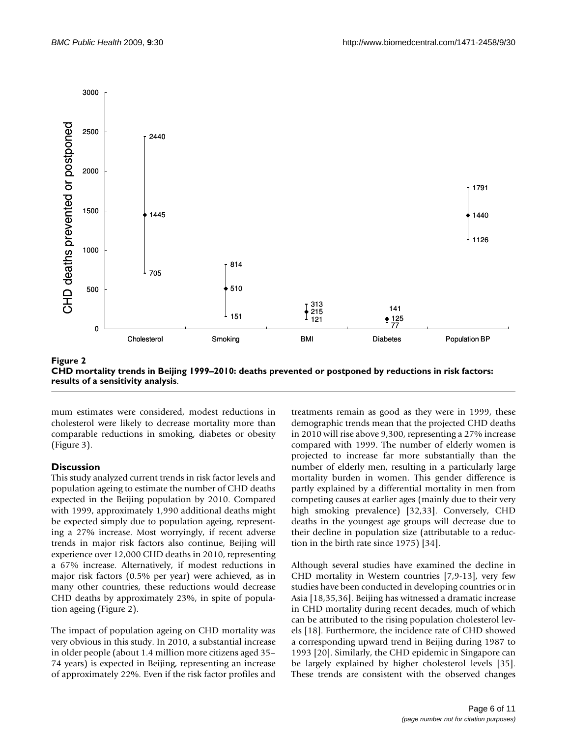**Figure 2**

**CHD mortality trends in Beijing 1999–2010: deaths prevented or postponed by reductions in risk factors: results of a sensitivity analysis.**

mum estimates were considered, modest reductions in cholesterol were likely to decrease mortality more than comparable reductions in smoking, diabetes or obesity (Figure 3).

## Discussion

This study analyzed current trends in risk factor levels and population ageing to estimate the number of CHD deaths expected in the Beijing population by 2010. Compared with 1999, approximately 1,990 additional deaths might be expected simply due to population ageing, representing a 27% increase. Most worryingly, if recent adverse trends in major risk factors also continue, Beijing will experience over 12,000 CHD deaths in 2010, representing a 67% increase. Alternatively, if modest reductions in major risk factors (0.5% per year) were achieved, as in many other countries, these reductions would decrease CHD deaths by approximately 23%, in spite of population ageing (Figure 2).

The impact of population ageing on CHD mortality was very obvious in this study. In 2010, a substantial increase in older people (about 1.4 million more citizens aged 35–74 years) is expected in Beijing, representing an increase of approximately 22%. Even if the risk factor profiles and treatments remain as good as they were in 1999, these demographic trends mean that the projected CHD deaths in 2010 will rise above 9,300, representing a 27% increase compared with 1999. The number of elderly women is projected to increase far more substantially than the number of elderly men, resulting in a particularly large mortality burden in women. This gender difference is partly explained by a differential mortality in men from competing causes at earlier ages (mainly due to their very high smoking prevalence) [32,33]. Conversely, CHD deaths in the youngest age groups will decrease due to their decline in population size (attributable to a reduction in the birth rate since 1975) [34].

Although several studies have examined the decline in CHD mortality in Western countries [7,9-13], very few studies have been conducted in developing countries or in Asia [18,35,36]. Beijing has witnessed a dramatic increase in CHD mortality during recent decades, much of which can be attributed to the rising population cholesterol levels [18]. Furthermore, the incidence rate of CHD showed a corresponding upward trend in Beijing during 1987 to 1993 [20]. Similarly, the CHD epidemic in Singapore can be largely explained by higher cholesterol levels [35]. These trends are consistent with the observed changes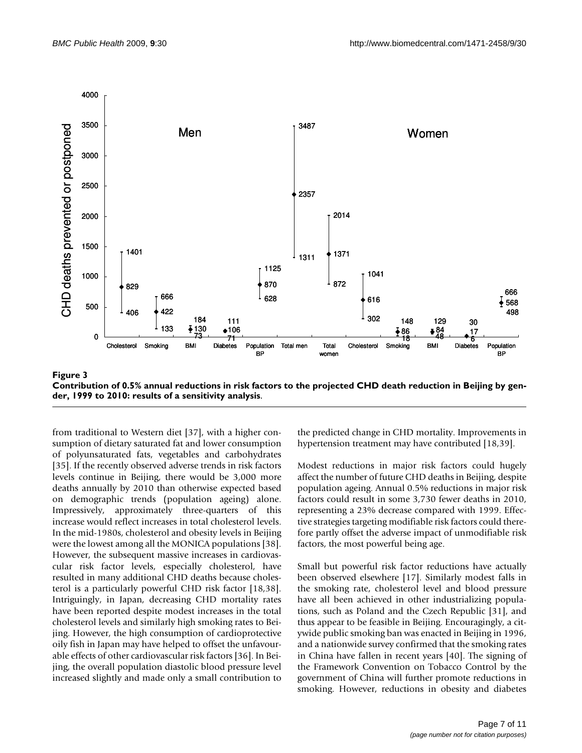**Figure 3**

**Contribution of 0.5% annual reductions in risk factors to the projected CHD death reduction in Beijing by gender, 1999 to 2010: results of a sensitivity analysis.**

from traditional to Western diet [37], with a higher consumption of dietary saturated fat and lower consumption of polyunsaturated fats, vegetables and carbohydrates [35]. If the recently observed adverse trends in risk factors levels continue in Beijing, there would be 3,000 more deaths annually by 2010 than otherwise expected based on demographic trends (population ageing) alone. Impressively, approximately three-quarters of this increase would reflect increases in total cholesterol levels. In the mid-1980s, cholesterol and obesity levels in Beijing were the lowest among all the MONICA populations [38]. However, the subsequent massive increases in cardiovascular risk factor levels, especially cholesterol, have resulted in many additional CHD deaths because cholesterol is a particularly powerful CHD risk factor [18,38]. Intriguingly, in Japan, decreasing CHD mortality rates have been reported despite modest increases in the total cholesterol levels and similarly high smoking rates to Beijing. However, the high consumption of cardioprotective oily fish in Japan may have helped to offset the unfavourable effects of other cardiovascular risk factors [36]. In Beijing, the overall population diastolic blood pressure level increased slightly and made only a small contribution to the predicted change in CHD mortality. Improvements in hypertension treatment may have contributed [18,39].

Modest reductions in major risk factors could hugely affect the number of future CHD deaths in Beijing, despite population ageing. Annual 0.5% reductions in major risk factors could result in some 3,730 fewer deaths in 2010, representing a 23% decrease compared with 1999. Effective strategies targeting modifiable risk factors could therefore partly offset the adverse impact of unmodifiable risk factors, the most powerful being age.

Small but powerful risk factor reductions have actually been observed elsewhere [17]. Similarly modest falls in the smoking rate, cholesterol level and blood pressure have all been achieved in other industrializing populations, such as Poland and the Czech Republic [31], and thus appear to be feasible in Beijing. Encouragingly, a citywide public smoking ban was enacted in Beijing in 1996, and a nationwide survey confirmed that the smoking rates in China have fallen in recent years [40]. The signing of the Framework Convention on Tobacco Control by the government of China will further promote reductions in smoking. However, reductions in obesity and diabetes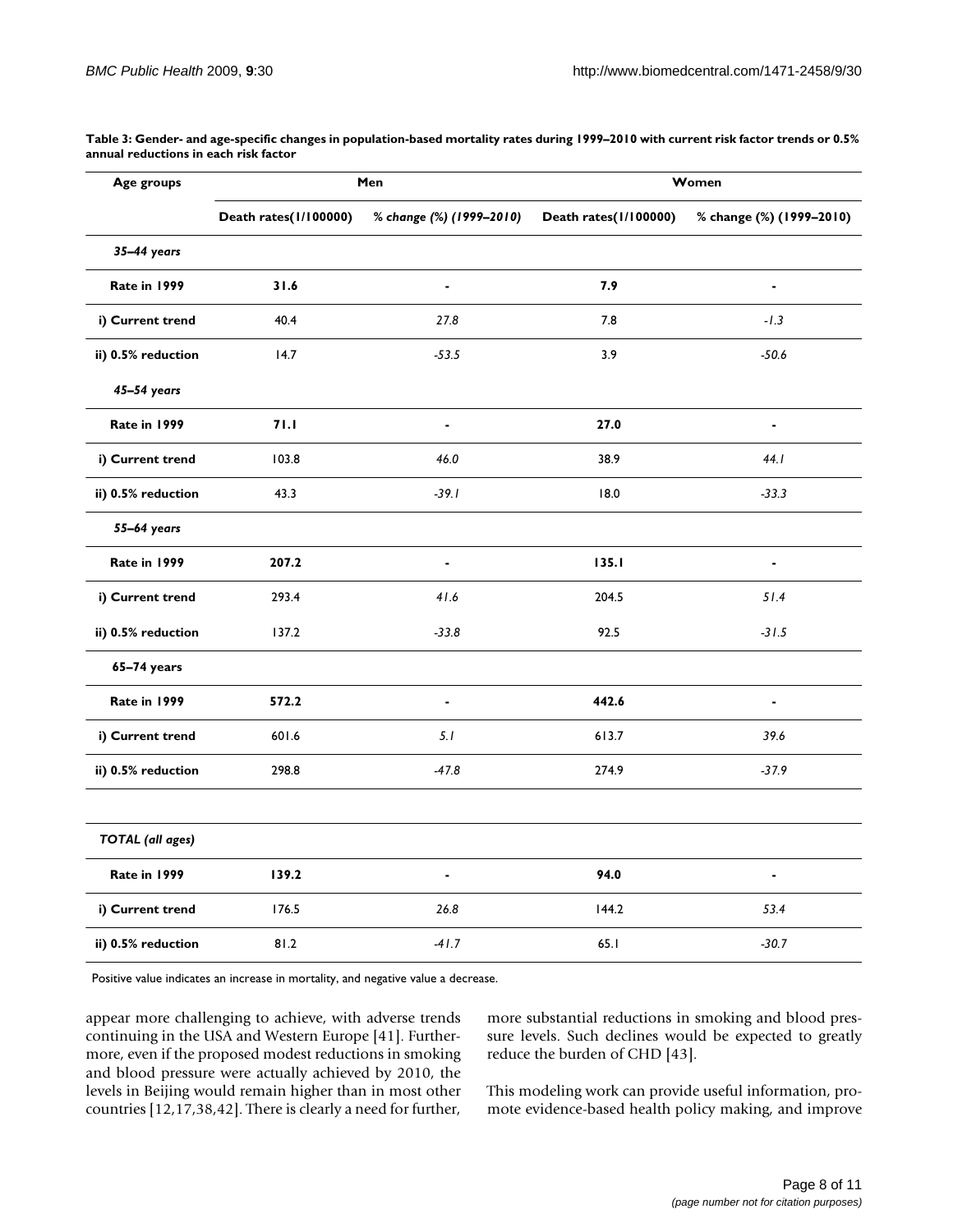**Table 3: Gender- and age-specific changes in population-based mortality rates during 1999–2010 with current risk factor trends or 0.5% annual reductions in each risk factor**

| Age groups | Men | | Women | |
|---|---|---|---|---|
| | Death rates(1/100000) | *% change (%) (1999–2010)* | Death rates(1/100000) | % change (%) (1999–2010) |
| *35–44 years* | | | | |
| **Rate in 1999** | **31.6** | - | **7.9** | - |
| **i) Current trend** | 40.4 | *27.8* | 7.8 | *-1.3* |
| **ii) 0.5% reduction** | 14.7 | *-53.5* | 3.9 | *-50.6* |
| *45–54 years* | | | | |
| **Rate in 1999** | **71.1** | - | **27.0** | - |
| **i) Current trend** | 103.8 | *46.0* | 38.9 | *44.1* |
| **ii) 0.5% reduction** | 43.3 | *-39.1* | 18.0 | *-33.3* |
| *55–64 years* | | | | |
| **Rate in 1999** | **207.2** | - | **135.1** | - |
| **i) Current trend** | 293.4 | *41.6* | 204.5 | *51.4* |
| **ii) 0.5% reduction** | 137.2 | *-33.8* | 92.5 | *-31.5* |
| **65–74 years** | | | | |
| **Rate in 1999** | **572.2** | - | **442.6** | - |
| **i) Current trend** | 601.6 | *5.1* | 613.7 | *39.6* |
| **ii) 0.5% reduction** | 298.8 | *-47.8* | 274.9 | *-37.9* |
| *TOTAL (all ages)* | | | | |
| **Rate in 1999** | **139.2** | - | **94.0** | - |
| **i) Current trend** | 176.5 | *26.8* | 144.2 | *53.4* |
| **ii) 0.5% reduction** | 81.2 | *-41.7* | 65.1 | *-30.7* |

Positive value indicates an increase in mortality, and negative value a decrease.

appear more challenging to achieve, with adverse trends continuing in the USA and Western Europe [41]. Furthermore, even if the proposed modest reductions in smoking and blood pressure were actually achieved by 2010, the levels in Beijing would remain higher than in most other countries [12,17,38,42]. There is clearly a need for further, more substantial reductions in smoking and blood pressure levels. Such declines would be expected to greatly reduce the burden of CHD [43].

This modeling work can provide useful information, promote evidence-based health policy making, and improve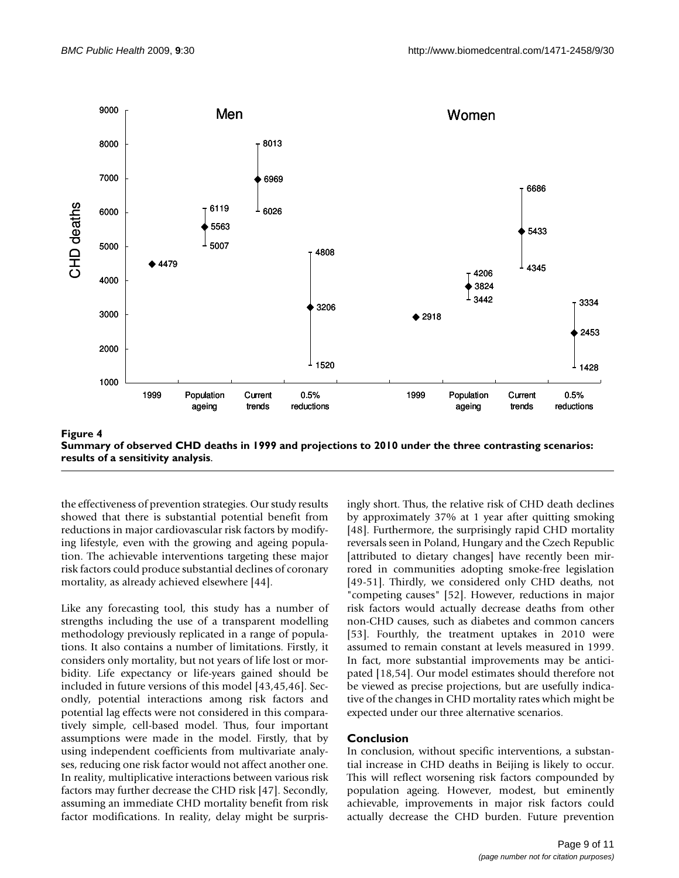**Figure 4**
**Summary of observed CHD deaths in 1999 and projections to 2010 under the three contrasting scenarios: results of a sensitivity analysis.**

the effectiveness of prevention strategies. Our study results showed that there is substantial potential benefit from reductions in major cardiovascular risk factors by modifying lifestyle, even with the growing and ageing population. The achievable interventions targeting these major risk factors could produce substantial declines of coronary mortality, as already achieved elsewhere [44].

Like any forecasting tool, this study has a number of strengths including the use of a transparent modelling methodology previously replicated in a range of populations. It also contains a number of limitations. Firstly, it considers only mortality, but not years of life lost or morbidity. Life expectancy or life-years gained should be included in future versions of this model [43,45,46]. Secondly, potential interactions among risk factors and potential lag effects were not considered in this comparatively simple, cell-based model. Thus, four important assumptions were made in the model. Firstly, that by using independent coefficients from multivariate analyses, reducing one risk factor would not affect another one. In reality, multiplicative interactions between various risk factors may further decrease the CHD risk [47]. Secondly, assuming an immediate CHD mortality benefit from risk factor modifications. In reality, delay might be surprisingly short. Thus, the relative risk of CHD death declines by approximately 37% at 1 year after quitting smoking [48]. Furthermore, the surprisingly rapid CHD mortality reversals seen in Poland, Hungary and the Czech Republic [attributed to dietary changes] have recently been mirrored in communities adopting smoke-free legislation [49-51]. Thirdly, we considered only CHD deaths, not "competing causes" [52]. However, reductions in major risk factors would actually decrease deaths from other non-CHD causes, such as diabetes and common cancers [53]. Fourthly, the treatment uptakes in 2010 were assumed to remain constant at levels measured in 1999. In fact, more substantial improvements may be anticipated [18,54]. Our model estimates should therefore not be viewed as precise projections, but are usefully indicative of the changes in CHD mortality rates which might be expected under our three alternative scenarios.

## Conclusion

In conclusion, without specific interventions, a substantial increase in CHD deaths in Beijing is likely to occur. This will reflect worsening risk factors compounded by population ageing. However, modest, but eminently achievable, improvements in major risk factors could actually decrease the CHD burden. Future prevention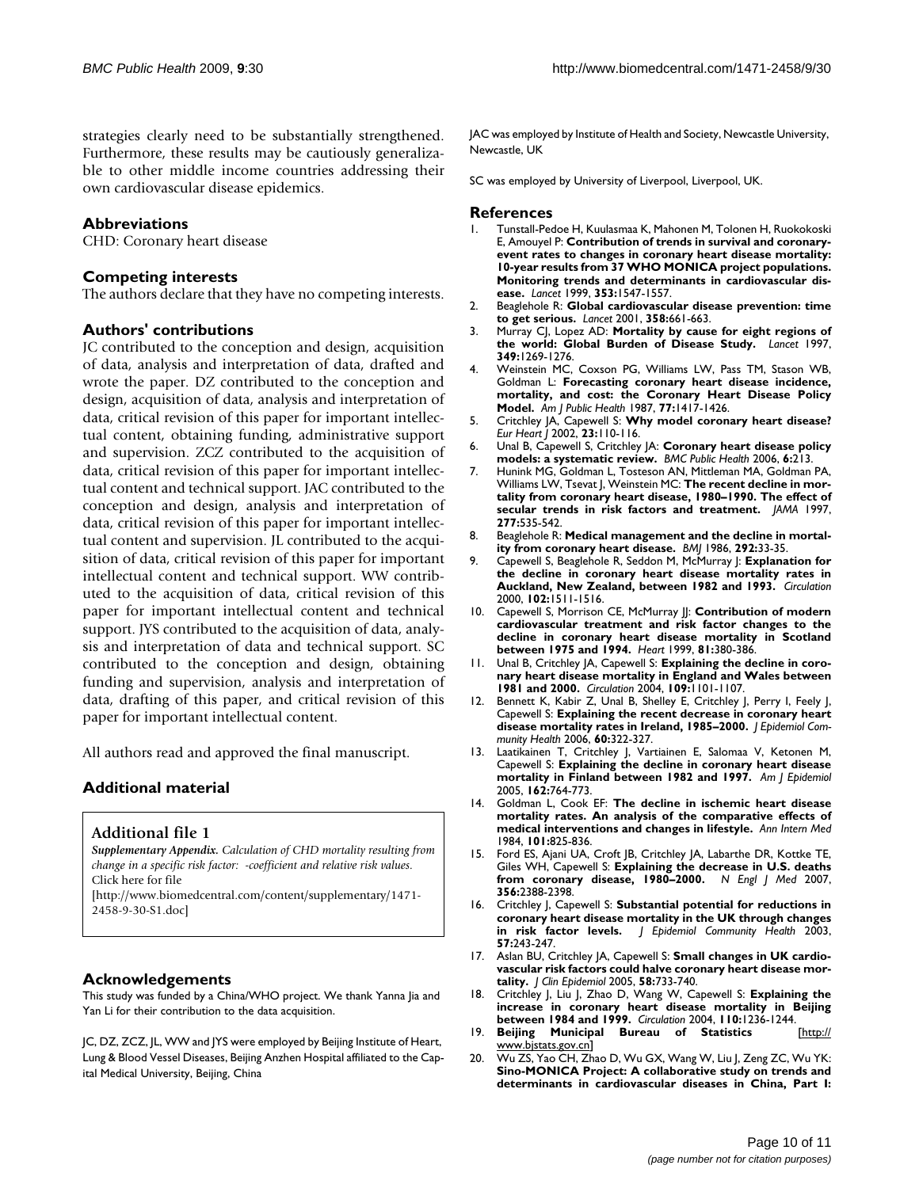strategies clearly need to be substantially strengthened. Furthermore, these results may be cautiously generalizable to other middle income countries addressing their own cardiovascular disease epidemics.

## Abbreviations

CHD: Coronary heart disease

## Competing interests

The authors declare that they have no competing interests.

## Authors' contributions

JC contributed to the conception and design, acquisition of data, analysis and interpretation of data, drafted and wrote the paper. DZ contributed to the conception and design, acquisition of data, analysis and interpretation of data, critical revision of this paper for important intellectual content, obtaining funding, administrative support and supervision. ZCZ contributed to the acquisition of data, critical revision of this paper for important intellectual content and technical support. JAC contributed to the conception and design, analysis and interpretation of data, critical revision of this paper for important intellectual content and supervision. JL contributed to the acquisition of data, critical revision of this paper for important intellectual content and technical support. WW contributed to the acquisition of data, critical revision of this paper for important intellectual content and technical support. JYS contributed to the acquisition of data, analysis and interpretation of data and technical support. SC contributed to the conception and design, obtaining funding and supervision, analysis and interpretation of data, drafting of this paper, and critical revision of this paper for important intellectual content.

All authors read and approved the final manuscript.

## Additional material

### Additional file 1

*Supplementary Appendix. Calculation of CHD mortality resulting from change in a specific risk factor: -coefficient and relative risk values.*
Click here for file
[http://www.biomedcentral.com/content/supplementary/1471-2458-9-30-S1.doc]

## Acknowledgements

This study was funded by a China/WHO project. We thank Yanna Jia and Yan Li for their contribution to the data acquisition.

JC, DZ, ZCZ, JL, WW and JYS were employed by Beijing Institute of Heart, Lung & Blood Vessel Diseases, Beijing Anzhen Hospital affiliated to the Capital Medical University, Beijing, China

JAC was employed by Institute of Health and Society, Newcastle University, Newcastle, UK

SC was employed by University of Liverpool, Liverpool, UK.

## References

1. Tunstall-Pedoe H, Kuulasmaa K, Mahonen M, Tolonen H, Ruokokoski E, Amouyel P: **Contribution of trends in survival and coronary-event rates to changes in coronary heart disease mortality: 10-year results from 37 WHO MONICA project populations. Monitoring trends and determinants in cardiovascular disease.** *Lancet* 1999, **353:**1547-1557.
2. Beaglehole R: **Global cardiovascular disease prevention: time to get serious.** *Lancet* 2001, **358:**661-663.
3. Murray CJ, Lopez AD: **Mortality by cause for eight regions of the world: Global Burden of Disease Study.** *Lancet* 1997, **349:**1269-1276.
4. Weinstein MC, Coxson PG, Williams LW, Pass TM, Stason WB, Goldman L: **Forecasting coronary heart disease incidence, mortality, and cost: the Coronary Heart Disease Policy Model.** *Am J Public Health* 1987, **77:**1417-1426.
5. Critchley JA, Capewell S: **Why model coronary heart disease?** *Eur Heart J* 2002, **23:**110-116.
6. Unal B, Capewell S, Critchley JA: **Coronary heart disease policy models: a systematic review.** *BMC Public Health* 2006, **6:**213.
7. Hunink MG, Goldman L, Tosteson AN, Mittleman MA, Goldman PA, Williams LW, Tsevat J, Weinstein MC: **The recent decline in mortality from coronary heart disease, 1980–1990. The effect of secular trends in risk factors and treatment.** *JAMA* 1997, **277:**535-542.
8. Beaglehole R: **Medical management and the decline in mortality from coronary heart disease.** *BMJ* 1986, **292:**33-35.
9. Capewell S, Beaglehole R, Seddon M, McMurray J: **Explanation for the decline in coronary heart disease mortality rates in Auckland, New Zealand, between 1982 and 1993.** *Circulation* 2000, **102:**1511-1516.
10. Capewell S, Morrison CE, McMurray JJ: **Contribution of modern cardiovascular treatment and risk factor changes to the decline in coronary heart disease mortality in Scotland between 1975 and 1994.** *Heart* 1999, **81:**380-386.
11. Unal B, Critchley JA, Capewell S: **Explaining the decline in coronary heart disease mortality in England and Wales between 1981 and 2000.** *Circulation* 2004, **109:**1101-1107.
12. Bennett K, Kabir Z, Unal B, Shelley E, Critchley J, Perry I, Feely J, Capewell S: **Explaining the recent decrease in coronary heart disease mortality rates in Ireland, 1985–2000.** *J Epidemiol Community Health* 2006, **60:**322-327.
13. Laatikainen T, Critchley J, Vartiainen E, Salomaa V, Ketonen M, Capewell S: **Explaining the decline in coronary heart disease mortality in Finland between 1982 and 1997.** *Am J Epidemiol* 2005, **162:**764-773.
14. Goldman L, Cook EF: **The decline in ischemic heart disease mortality rates. An analysis of the comparative effects of medical interventions and changes in lifestyle.** *Ann Intern Med* 1984, **101:**825-836.
15. Ford ES, Ajani UA, Croft JB, Critchley JA, Labarthe DR, Kottke TE, Giles WH, Capewell S: **Explaining the decrease in U.S. deaths from coronary disease, 1980–2000.** *N Engl J Med* 2007, **356:**2388-2398.
16. Critchley J, Capewell S: **Substantial potential for reductions in coronary heart disease mortality in the UK through changes in risk factor levels.** *J Epidemiol Community Health* 2003, **57:**243-247.
17. Aslan BU, Critchley JA, Capewell S: **Small changes in UK cardiovascular risk factors could halve coronary heart disease mortality.** *J Clin Epidemiol* 2005, **58:**733-740.
18. Critchley J, Liu J, Zhao D, Wang W, Capewell S: **Explaining the increase in coronary heart disease mortality in Beijing between 1984 and 1999.** *Circulation* 2004, **110:**1236-1244.
19. **Beijing Municipal Bureau of Statistics** [http://www.bjstats.gov.cn]
20. Wu ZS, Yao CH, Zhao D, Wu GX, Wang W, Liu J, Zeng ZC, Wu YK: **Sino-MONICA Project: A collaborative study on trends and determinants in cardiovascular diseases in China, Part I:**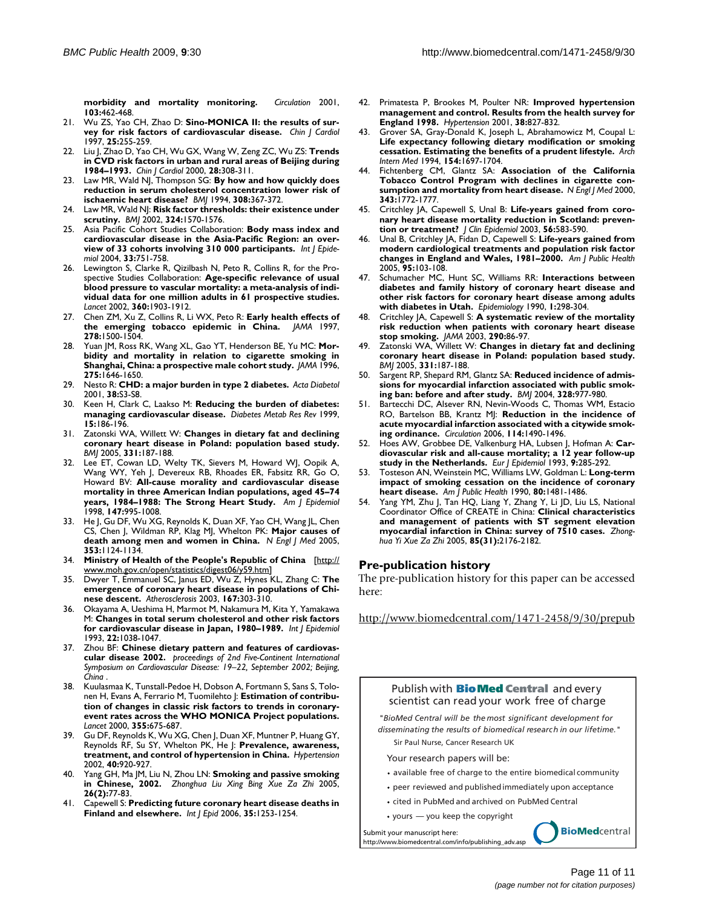morbidity and mortality monitoring. *Circulation* 2001, **103**:462-468.

21. Wu ZS, Yao CH, Zhao D: **Sino-MONICA II: the results of survey for risk factors of cardiovascular disease.** *Chin J Cardiol* 1997, **25**:255-259.
22. Liu J, Zhao D, Yao CH, Wu GX, Wang W, Zeng ZC, Wu ZS: **Trends in CVD risk factors in urban and rural areas of Beijing during 1984–1993.** *Chin J Cardiol* 2000, **28**:308-311.
23. Law MR, Wald NJ, Thompson SG: **By how and how quickly does reduction in serum cholesterol concentration lower risk of ischaemic heart disease?** *BMJ* 1994, **308**:367-372.
24. Law MR, Wald NJ: **Risk factor thresholds: their existence under scrutiny.** *BMJ* 2002, **324**:1570-1576.
25. Asia Pacific Cohort Studies Collaboration: **Body mass index and cardiovascular disease in the Asia-Pacific Region: an overview of 33 cohorts involving 310 000 participants.** *Int J Epidemiol* 2004, **33**:751-758.
26. Lewington S, Clarke R, Qizilbash N, Peto R, Collins R, for the Prospective Studies Collaboration: **Age-specific relevance of usual blood pressure to vascular mortality: a meta-analysis of individual data for one million adults in 61 prospective studies.** *Lancet* 2002, **360**:1903-1912.
27. Chen ZM, Xu Z, Collins R, Li WX, Peto R: **Early health effects of the emerging tobacco epidemic in China.** *JAMA* 1997, **278**:1500-1504.
28. Yuan JM, Ross RK, Wang XL, Gao YT, Henderson BE, Yu MC: **Morbidity and mortality in relation to cigarette smoking in Shanghai, China: a prospective male cohort study.** *JAMA* 1996, **275**:1646-1650.
29. Nesto R: **CHD: a major burden in type 2 diabetes.** *Acta Diabetol* 2001, **38**:S3-S8.
30. Keen H, Clark C, Laakso M: **Reducing the burden of diabetes: managing cardiovascular disease.** *Diabetes Metab Res Rev* 1999, **15**:186-196.
31. Zatonski WA, Willett W: **Changes in dietary fat and declining coronary heart disease in Poland: population based study.** *BMJ* 2005, **331**:187-188.
32. Lee ET, Cowan LD, Welty TK, Sievers M, Howard WJ, Oopik A, Wang WY, Yeh J, Devereux RB, Rhoades ER, Fabsitz RR, Go O, Howard BV: **All-cause morality and cardiovascular disease mortality in three American Indian populations, aged 45–74 years, 1984–1988: The Strong Heart Study.** *Am J Epidemiol* 1998, **147**:995-1008.
33. He J, Gu DF, Wu XG, Reynolds K, Duan XF, Yao CH, Wang JL, Chen CS, Chen J, Wildman RP, Klag MJ, Whelton PK: **Major causes of death among men and women in China.** *N Engl J Med* 2005, **353**:1124-1134.
34. **Ministry of Health of the People's Republic of China** [http://www.moh.gov.cn/open/statistics/digest06/y59.htm]
35. Dwyer T, Emmanuel SC, Janus ED, Wu Z, Hynes KL, Zhang C: **The emergence of coronary heart disease in populations of Chinese descent.** *Atherosclerosis* 2003, **167**:303-310.
36. Okayama A, Ueshima H, Marmot M, Nakamura M, Kita Y, Yamakawa M: **Changes in total serum cholesterol and other risk factors for cardiovascular disease in Japan, 1980–1989.** *Int J Epidemiol* 1993, **22**:1038-1047.
37. Zhou BF: **Chinese dietary pattern and features of cardiovascular disease 2002.** *proceedings of 2nd Five-Continent International Symposium on Cardiovascular Disease: 19–22, September 2002; Beijing, China* .
38. Kuulasmaa K, Tunstall-Pedoe H, Dobson A, Fortmann S, Sans S, Tolonen H, Evans A, Ferrario M, Tuomilehto J: **Estimation of contribution of changes in classic risk factors to trends in coronary-event rates across the WHO MONICA Project populations.** *Lancet* 2000, **355**:675-687.
39. Gu DF, Reynolds K, Wu XG, Chen J, Duan XF, Muntner P, Huang GY, Reynolds RF, Su SY, Whelton PK, He J: **Prevalence, awareness, treatment, and control of hypertension in China.** *Hypertension* 2002, **40**:920-927.
40. Yang GH, Ma JM, Liu N, Zhou LN: **Smoking and passive smoking in Chinese, 2002.** *Zhonghua Liu Xing Bing Xue Za Zhi* 2005, **26(2)**:77-83.
41. Capewell S: **Predicting future coronary heart disease deaths in Finland and elsewhere.** *Int J Epid* 2006, **35**:1253-1254.
42. Primatesta P, Brookes M, Poulter NR: **Improved hypertension management and control. Results from the health survey for England 1998.** *Hypertension* 2001, **38**:827-832.
43. Grover SA, Gray-Donald K, Joseph L, Abrahamowicz M, Coupal L: **Life expectancy following dietary modification or smoking cessation. Estimating the benefits of a prudent lifestyle.** *Arch Intern Med* 1994, **154**:1697-1704.
44. Fichtenberg CM, Glantz SA: **Association of the California Tobacco Control Program with declines in cigarette consumption and mortality from heart disease.** *N Engl J Med* 2000, **343**:1772-1777.
45. Critchley JA, Capewell S, Unal B: **Life-years gained from coronary heart disease mortality reduction in Scotland: prevention or treatment?** *J Clin Epidemiol* 2003, **56**:583-590.
46. Unal B, Critchley JA, Fidan D, Capewell S: **Life-years gained from modern cardiological treatments and population risk factor changes in England and Wales, 1981–2000.** *Am J Public Health* 2005, **95**:103-108.
47. Schumacher MC, Hunt SC, Williams RR: **Interactions between diabetes and family history of coronary heart disease and other risk factors for coronary heart disease among adults with diabetes in Utah.** *Epidemiology* 1990, **1**:298-304.
48. Critchley JA, Capewell S: **A systematic review of the mortality risk reduction when patients with coronary heart disease stop smoking.** *JAMA* 2003, **290**:86-97.
49. Zatonski WA, Willett W: **Changes in dietary fat and declining coronary heart disease in Poland: population based study.** *BMJ* 2005, **331**:187-188.
50. Sargent RP, Shepard RM, Glantz SA: **Reduced incidence of admissions for myocardial infarction associated with public smoking ban: before and after study.** *BMJ* 2004, **328**:977-980.
51. Bartecchi DC, Alsever RN, Nevin-Woods C, Thomas WM, Estacio RO, Bartelson BB, Krantz MJ: **Reduction in the incidence of acute myocardial infarction associated with a citywide smoking ordinance.** *Circulation* 2006, **114**:1490-1496.
52. Hoes AW, Grobbee DE, Valkenburg HA, Lubsen J, Hofman A: **Cardiovascular risk and all-cause mortality; a 12 year follow-up study in the Netherlands.** *Eur J Epidemiol* 1993, **9**:285-292.
53. Tosteson AN, Weinstein MC, Williams LW, Goldman L: **Long-term impact of smoking cessation on the incidence of coronary heart disease.** *Am J Public Health* 1990, **80**:1481-1486.
54. Yang YM, Zhu J, Tan HQ, Liang Y, Zhang Y, Li JD, Liu LS, National Coordinator Office of CREATE in China: **Clinical characteristics and management of patients with ST segment elevation myocardial infarction in China: survey of 7510 cases.** *Zhonghua Yi Xue Za Zhi* 2005, **85(31)**:2176-2182.

## Pre-publication history

The pre-publication history for this paper can be accessed here:

http://www.biomedcentral.com/1471-2458/9/30/prepub

Publish with **BioMed Central** and every scientist can read your work free of charge

*"BioMed Central will be the most significant development for disseminating the results of biomedical research in our lifetime."*

Sir Paul Nurse, Cancer Research UK

Your research papers will be:

- available free of charge to the entire biomedical community
- peer reviewed and published immediately upon acceptance
- cited in PubMed and archived on PubMed Central
- yours — you keep the copyright

Submit your manuscript here:
http://www.biomedcentral.com/info/publishing_adv.asp